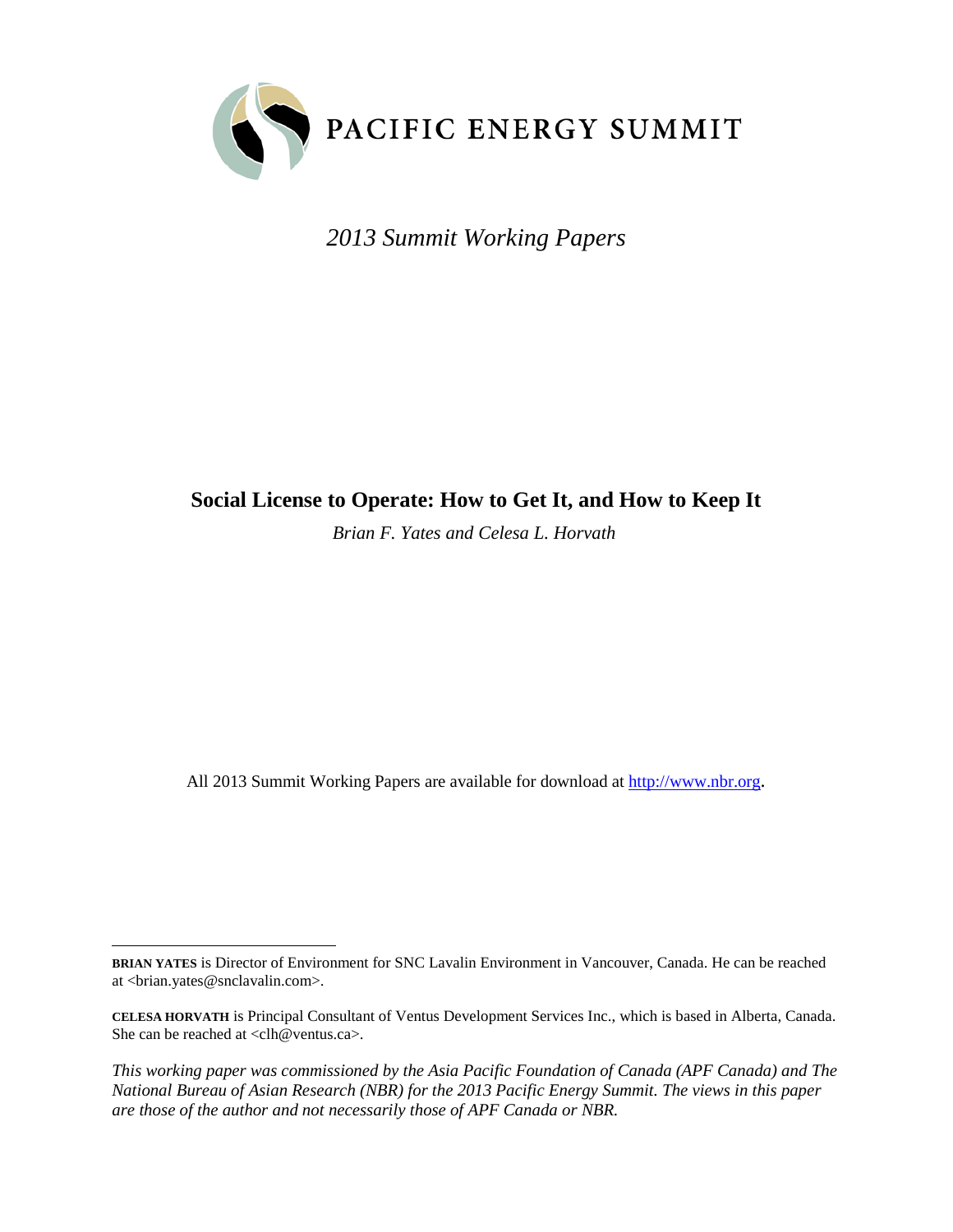PACIFIC ENERGY SUMMIT

*2013 Summit Working Papers*

# Social License to Operate: How to Get It, and How to Keep It

*Brian F. Yates and Celesa L. Horvath*

All 2013 Summit Working Papers are available for download at http://www.nbr.org.

---

**BRIAN YATES** is Director of Environment for SNC Lavalin Environment in Vancouver, Canada. He can be reached at <brian.yates@snclavalin.com>.

**CELESA HORVATH** is Principal Consultant of Ventus Development Services Inc., which is based in Alberta, Canada. She can be reached at <clh@ventus.ca>.

*This working paper was commissioned by the Asia Pacific Foundation of Canada (APF Canada) and The National Bureau of Asian Research (NBR) for the 2013 Pacific Energy Summit. The views in this paper are those of the author and not necessarily those of APF Canada or NBR.*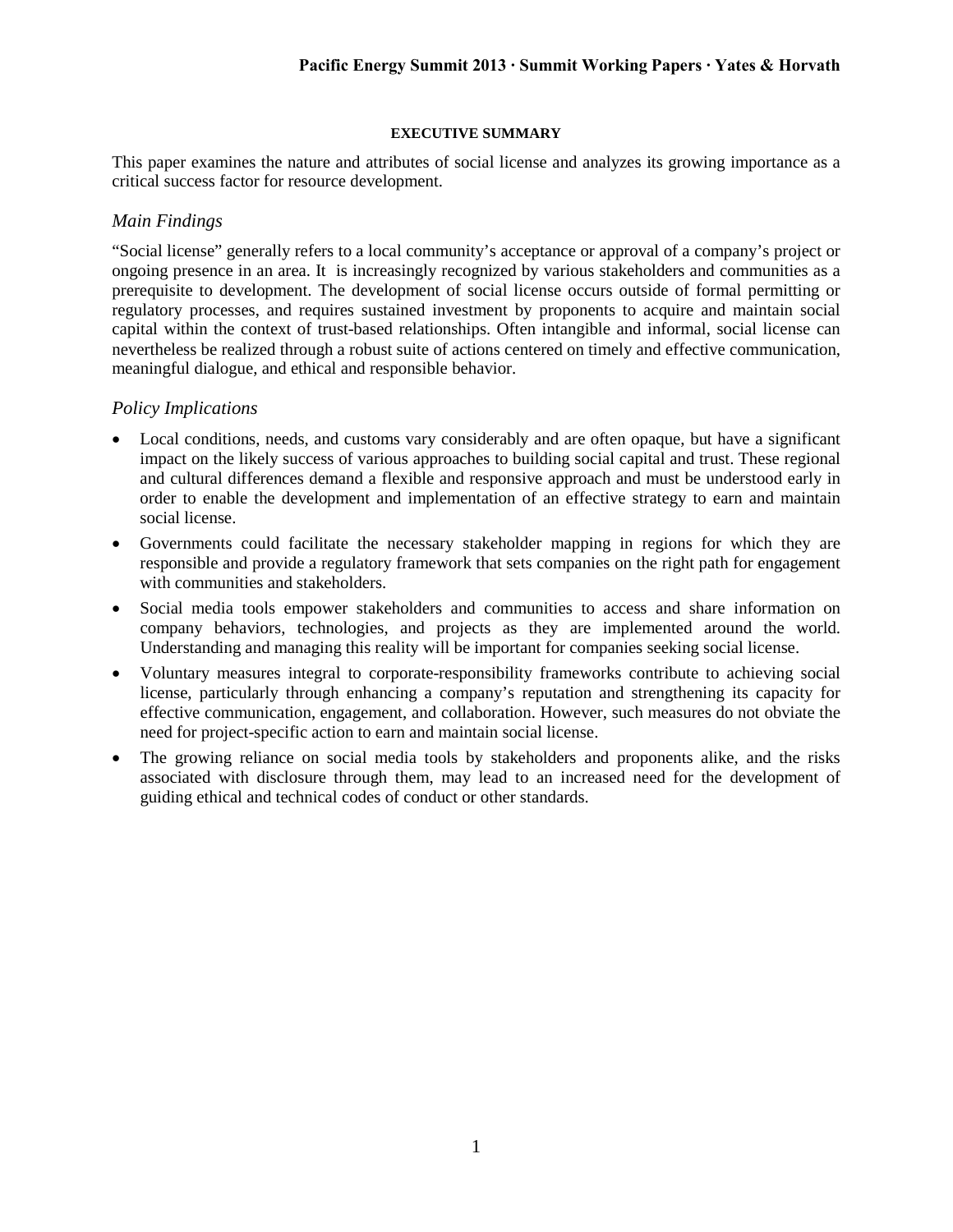## EXECUTIVE SUMMARY

This paper examines the nature and attributes of social license and analyzes its growing importance as a critical success factor for resource development.

### *Main Findings*

"Social license" generally refers to a local community's acceptance or approval of a company's project or ongoing presence in an area. It is increasingly recognized by various stakeholders and communities as a prerequisite to development. The development of social license occurs outside of formal permitting or regulatory processes, and requires sustained investment by proponents to acquire and maintain social capital within the context of trust-based relationships. Often intangible and informal, social license can nevertheless be realized through a robust suite of actions centered on timely and effective communication, meaningful dialogue, and ethical and responsible behavior.

### *Policy Implications*

- Local conditions, needs, and customs vary considerably and are often opaque, but have a significant impact on the likely success of various approaches to building social capital and trust. These regional and cultural differences demand a flexible and responsive approach and must be understood early in order to enable the development and implementation of an effective strategy to earn and maintain social license.
- Governments could facilitate the necessary stakeholder mapping in regions for which they are responsible and provide a regulatory framework that sets companies on the right path for engagement with communities and stakeholders.
- Social media tools empower stakeholders and communities to access and share information on company behaviors, technologies, and projects as they are implemented around the world. Understanding and managing this reality will be important for companies seeking social license.
- Voluntary measures integral to corporate-responsibility frameworks contribute to achieving social license, particularly through enhancing a company's reputation and strengthening its capacity for effective communication, engagement, and collaboration. However, such measures do not obviate the need for project-specific action to earn and maintain social license.
- The growing reliance on social media tools by stakeholders and proponents alike, and the risks associated with disclosure through them, may lead to an increased need for the development of guiding ethical and technical codes of conduct or other standards.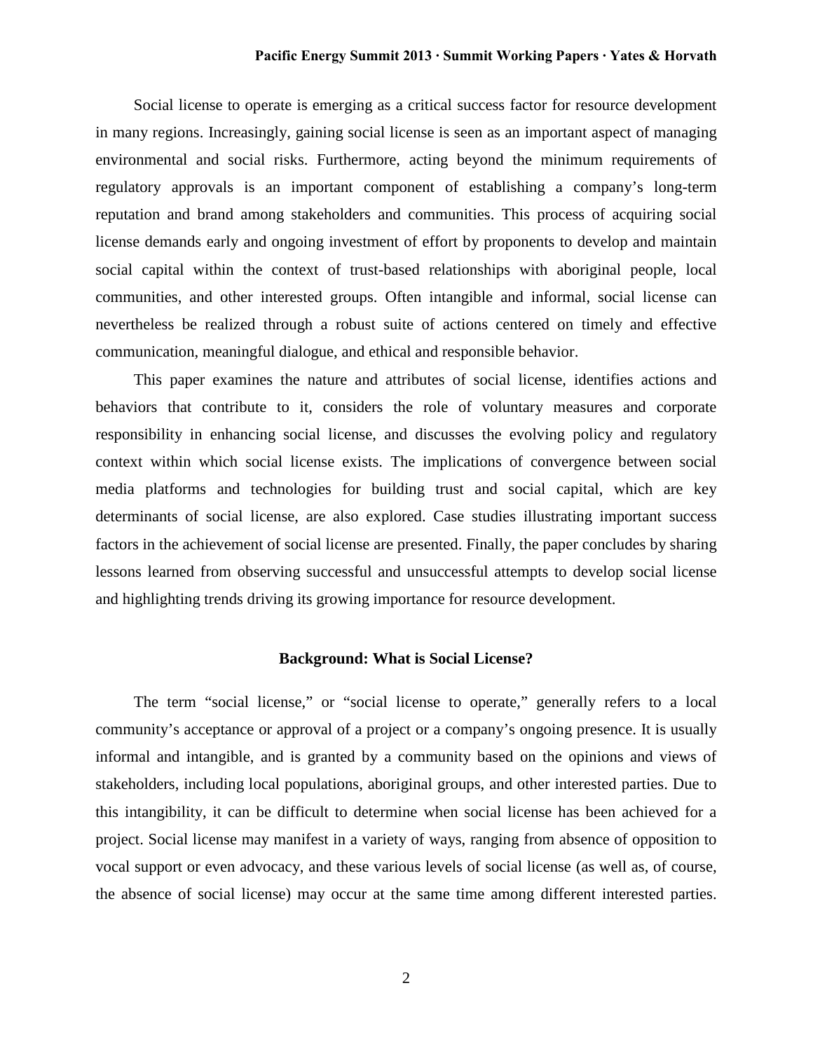Social license to operate is emerging as a critical success factor for resource development in many regions. Increasingly, gaining social license is seen as an important aspect of managing environmental and social risks. Furthermore, acting beyond the minimum requirements of regulatory approvals is an important component of establishing a company's long-term reputation and brand among stakeholders and communities. This process of acquiring social license demands early and ongoing investment of effort by proponents to develop and maintain social capital within the context of trust-based relationships with aboriginal people, local communities, and other interested groups. Often intangible and informal, social license can nevertheless be realized through a robust suite of actions centered on timely and effective communication, meaningful dialogue, and ethical and responsible behavior.

This paper examines the nature and attributes of social license, identifies actions and behaviors that contribute to it, considers the role of voluntary measures and corporate responsibility in enhancing social license, and discusses the evolving policy and regulatory context within which social license exists. The implications of convergence between social media platforms and technologies for building trust and social capital, which are key determinants of social license, are also explored. Case studies illustrating important success factors in the achievement of social license are presented. Finally, the paper concludes by sharing lessons learned from observing successful and unsuccessful attempts to develop social license and highlighting trends driving its growing importance for resource development.

## Background: What is Social License?

The term "social license," or "social license to operate," generally refers to a local community's acceptance or approval of a project or a company's ongoing presence. It is usually informal and intangible, and is granted by a community based on the opinions and views of stakeholders, including local populations, aboriginal groups, and other interested parties. Due to this intangibility, it can be difficult to determine when social license has been achieved for a project. Social license may manifest in a variety of ways, ranging from absence of opposition to vocal support or even advocacy, and these various levels of social license (as well as, of course, the absence of social license) may occur at the same time among different interested parties.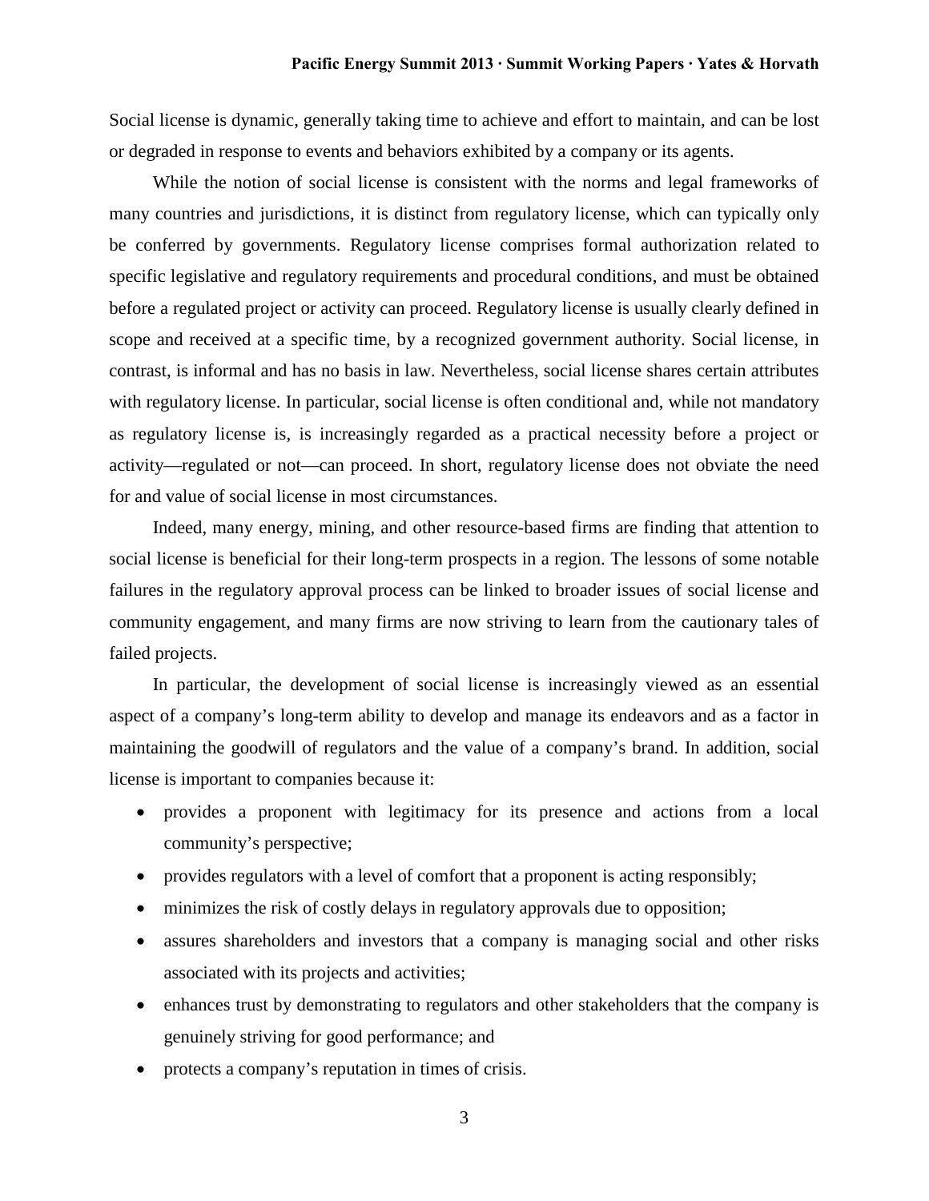Social license is dynamic, generally taking time to achieve and effort to maintain, and can be lost or degraded in response to events and behaviors exhibited by a company or its agents.

While the notion of social license is consistent with the norms and legal frameworks of many countries and jurisdictions, it is distinct from regulatory license, which can typically only be conferred by governments. Regulatory license comprises formal authorization related to specific legislative and regulatory requirements and procedural conditions, and must be obtained before a regulated project or activity can proceed. Regulatory license is usually clearly defined in scope and received at a specific time, by a recognized government authority. Social license, in contrast, is informal and has no basis in law. Nevertheless, social license shares certain attributes with regulatory license. In particular, social license is often conditional and, while not mandatory as regulatory license is, is increasingly regarded as a practical necessity before a project or activity—regulated or not—can proceed. In short, regulatory license does not obviate the need for and value of social license in most circumstances.

Indeed, many energy, mining, and other resource-based firms are finding that attention to social license is beneficial for their long-term prospects in a region. The lessons of some notable failures in the regulatory approval process can be linked to broader issues of social license and community engagement, and many firms are now striving to learn from the cautionary tales of failed projects.

In particular, the development of social license is increasingly viewed as an essential aspect of a company's long-term ability to develop and manage its endeavors and as a factor in maintaining the goodwill of regulators and the value of a company's brand. In addition, social license is important to companies because it:

- provides a proponent with legitimacy for its presence and actions from a local community's perspective;
- provides regulators with a level of comfort that a proponent is acting responsibly;
- minimizes the risk of costly delays in regulatory approvals due to opposition;
- assures shareholders and investors that a company is managing social and other risks associated with its projects and activities;
- enhances trust by demonstrating to regulators and other stakeholders that the company is genuinely striving for good performance; and
- protects a company's reputation in times of crisis.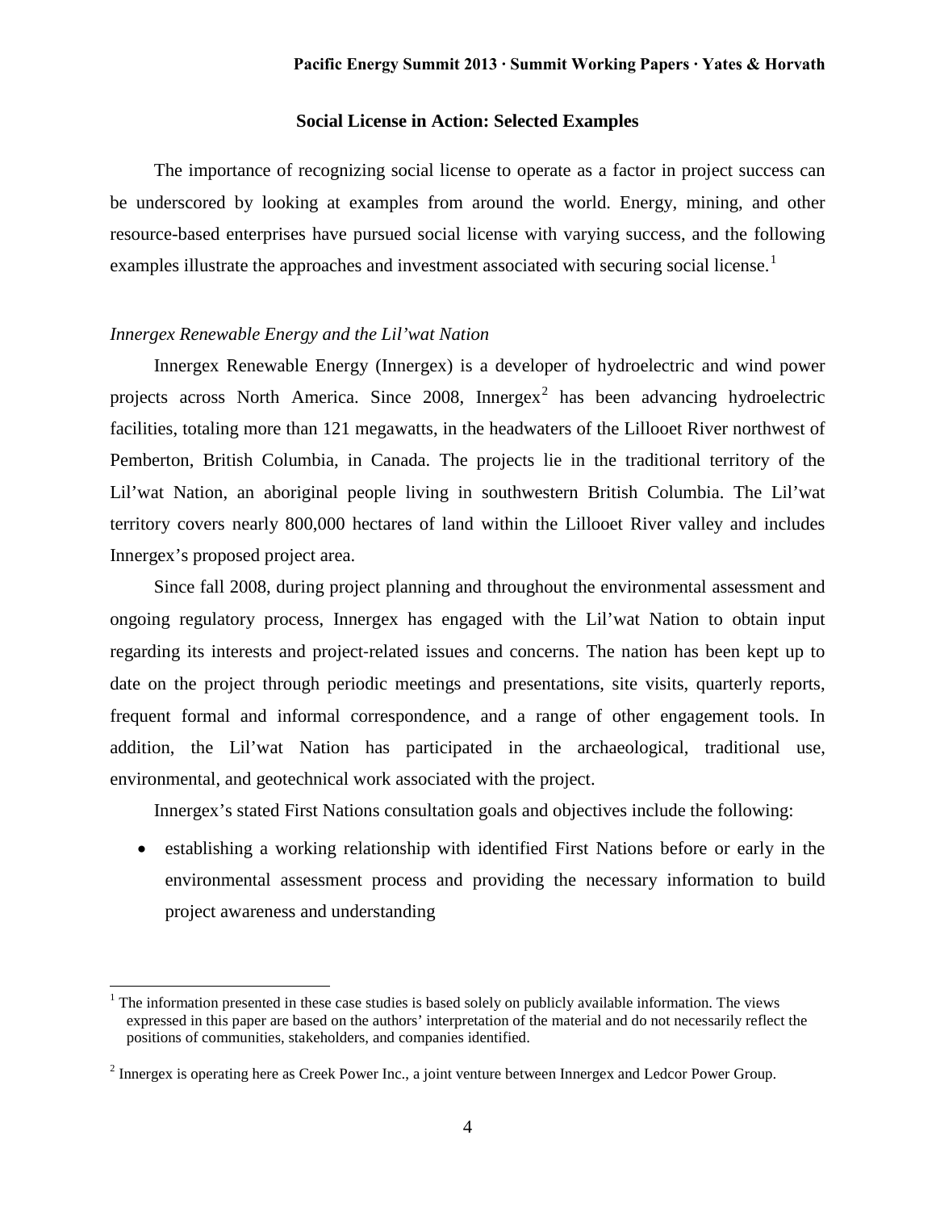## Social License in Action: Selected Examples

The importance of recognizing social license to operate as a factor in project success can be underscored by looking at examples from around the world. Energy, mining, and other resource-based enterprises have pursued social license with varying success, and the following examples illustrate the approaches and investment associated with securing social license.[1]

### *Innergex Renewable Energy and the Lil'wat Nation*

Innergex Renewable Energy (Innergex) is a developer of hydroelectric and wind power projects across North America. Since 2008, Innergex[2] has been advancing hydroelectric facilities, totaling more than 121 megawatts, in the headwaters of the Lillooet River northwest of Pemberton, British Columbia, in Canada. The projects lie in the traditional territory of the Lil'wat Nation, an aboriginal people living in southwestern British Columbia. The Lil'wat territory covers nearly 800,000 hectares of land within the Lillooet River valley and includes Innergex's proposed project area.

Since fall 2008, during project planning and throughout the environmental assessment and ongoing regulatory process, Innergex has engaged with the Lil'wat Nation to obtain input regarding its interests and project-related issues and concerns. The nation has been kept up to date on the project through periodic meetings and presentations, site visits, quarterly reports, frequent formal and informal correspondence, and a range of other engagement tools. In addition, the Lil'wat Nation has participated in the archaeological, traditional use, environmental, and geotechnical work associated with the project.

Innergex's stated First Nations consultation goals and objectives include the following:

- establishing a working relationship with identified First Nations before or early in the environmental assessment process and providing the necessary information to build project awareness and understanding

---

[1] The information presented in these case studies is based solely on publicly available information. The views expressed in this paper are based on the authors' interpretation of the material and do not necessarily reflect the positions of communities, stakeholders, and companies identified.

[2] Innergex is operating here as Creek Power Inc., a joint venture between Innergex and Ledcor Power Group.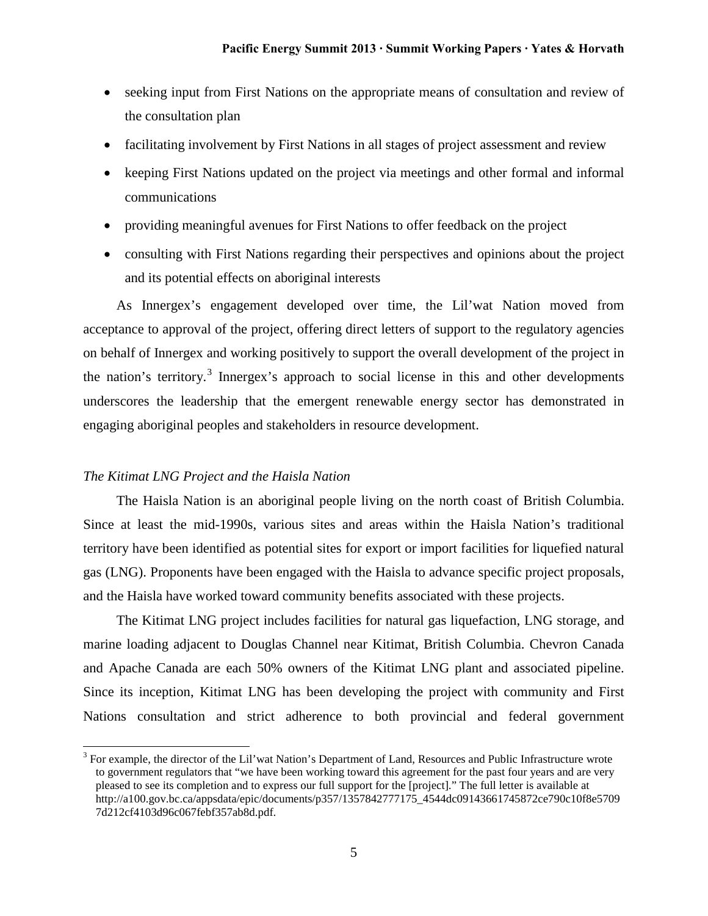- seeking input from First Nations on the appropriate means of consultation and review of the consultation plan
- facilitating involvement by First Nations in all stages of project assessment and review
- keeping First Nations updated on the project via meetings and other formal and informal communications
- providing meaningful avenues for First Nations to offer feedback on the project
- consulting with First Nations regarding their perspectives and opinions about the project and its potential effects on aboriginal interests

As Innergex's engagement developed over time, the Lil'wat Nation moved from acceptance to approval of the project, offering direct letters of support to the regulatory agencies on behalf of Innergex and working positively to support the overall development of the project in the nation's territory.[3] Innergex's approach to social license in this and other developments underscores the leadership that the emergent renewable energy sector has demonstrated in engaging aboriginal peoples and stakeholders in resource development.

*The Kitimat LNG Project and the Haisla Nation*

The Haisla Nation is an aboriginal people living on the north coast of British Columbia. Since at least the mid-1990s, various sites and areas within the Haisla Nation's traditional territory have been identified as potential sites for export or import facilities for liquefied natural gas (LNG). Proponents have been engaged with the Haisla to advance specific project proposals, and the Haisla have worked toward community benefits associated with these projects.

The Kitimat LNG project includes facilities for natural gas liquefaction, LNG storage, and marine loading adjacent to Douglas Channel near Kitimat, British Columbia. Chevron Canada and Apache Canada are each 50% owners of the Kitimat LNG plant and associated pipeline. Since its inception, Kitimat LNG has been developing the project with community and First Nations consultation and strict adherence to both provincial and federal government

[3] For example, the director of the Lil'wat Nation's Department of Land, Resources and Public Infrastructure wrote to government regulators that "we have been working toward this agreement for the past four years and are very pleased to see its completion and to express our full support for the [project]." The full letter is available at http://a100.gov.bc.ca/appsdata/epic/documents/p357/1357842777175_4544dc09143661745872ce790c10f8e57097d212cf4103d96c067febf357ab8d.pdf.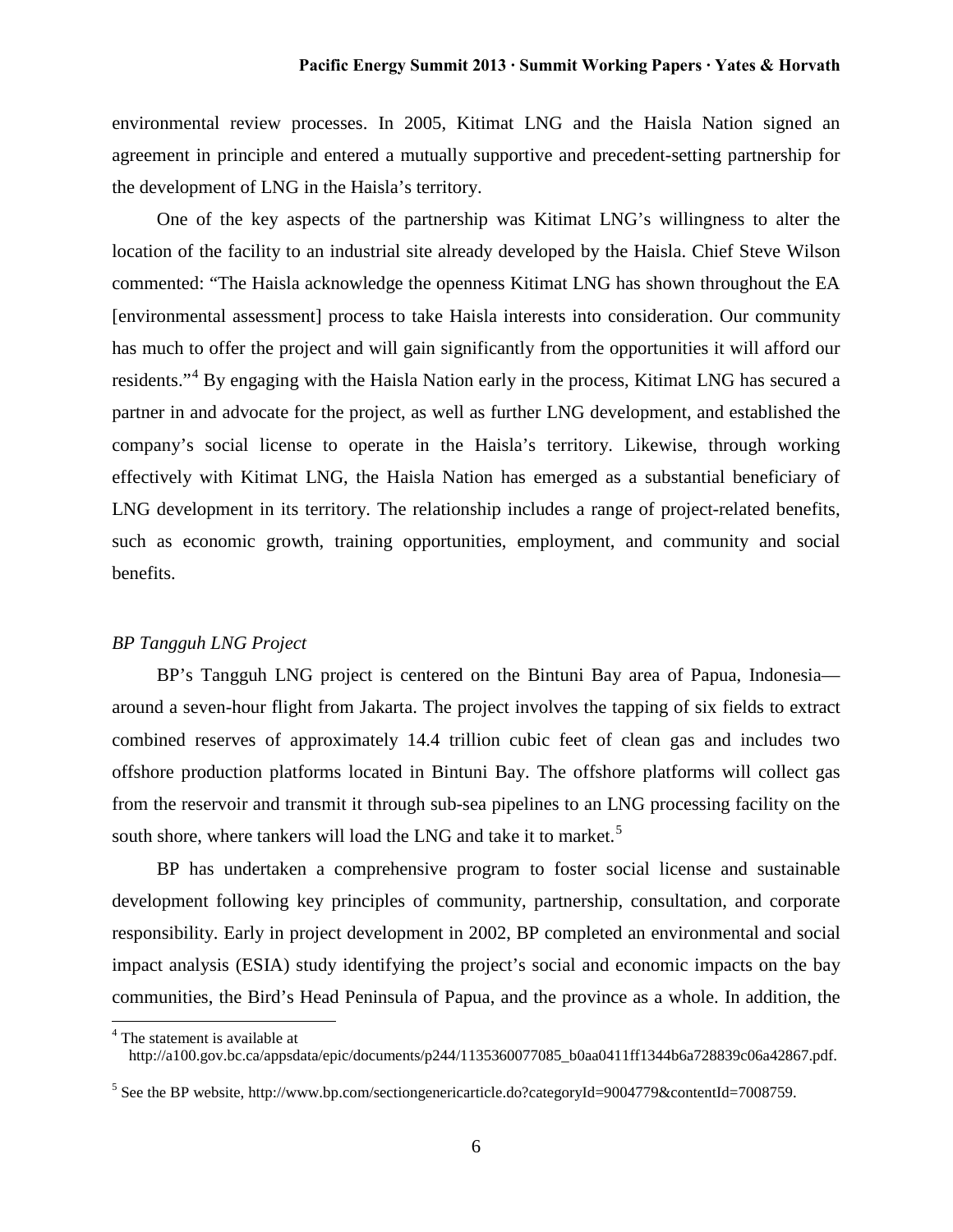environmental review processes. In 2005, Kitimat LNG and the Haisla Nation signed an agreement in principle and entered a mutually supportive and precedent-setting partnership for the development of LNG in the Haisla's territory.

One of the key aspects of the partnership was Kitimat LNG's willingness to alter the location of the facility to an industrial site already developed by the Haisla. Chief Steve Wilson commented: "The Haisla acknowledge the openness Kitimat LNG has shown throughout the EA [environmental assessment] process to take Haisla interests into consideration. Our community has much to offer the project and will gain significantly from the opportunities it will afford our residents."[4] By engaging with the Haisla Nation early in the process, Kitimat LNG has secured a partner in and advocate for the project, as well as further LNG development, and established the company's social license to operate in the Haisla's territory. Likewise, through working effectively with Kitimat LNG, the Haisla Nation has emerged as a substantial beneficiary of LNG development in its territory. The relationship includes a range of project-related benefits, such as economic growth, training opportunities, employment, and community and social benefits.

*BP Tangguh LNG Project*

BP's Tangguh LNG project is centered on the Bintuni Bay area of Papua, Indonesia—around a seven-hour flight from Jakarta. The project involves the tapping of six fields to extract combined reserves of approximately 14.4 trillion cubic feet of clean gas and includes two offshore production platforms located in Bintuni Bay. The offshore platforms will collect gas from the reservoir and transmit it through sub-sea pipelines to an LNG processing facility on the south shore, where tankers will load the LNG and take it to market.[5]

BP has undertaken a comprehensive program to foster social license and sustainable development following key principles of community, partnership, consultation, and corporate responsibility. Early in project development in 2002, BP completed an environmental and social impact analysis (ESIA) study identifying the project's social and economic impacts on the bay communities, the Bird's Head Peninsula of Papua, and the province as a whole. In addition, the

[4] The statement is available at http://a100.gov.bc.ca/appsdata/epic/documents/p244/1135360077085_b0aa0411ff1344b6a728839c06a42867.pdf.

[5] See the BP website, http://www.bp.com/sectiongenericarticle.do?categoryId=9004779&contentId=7008759.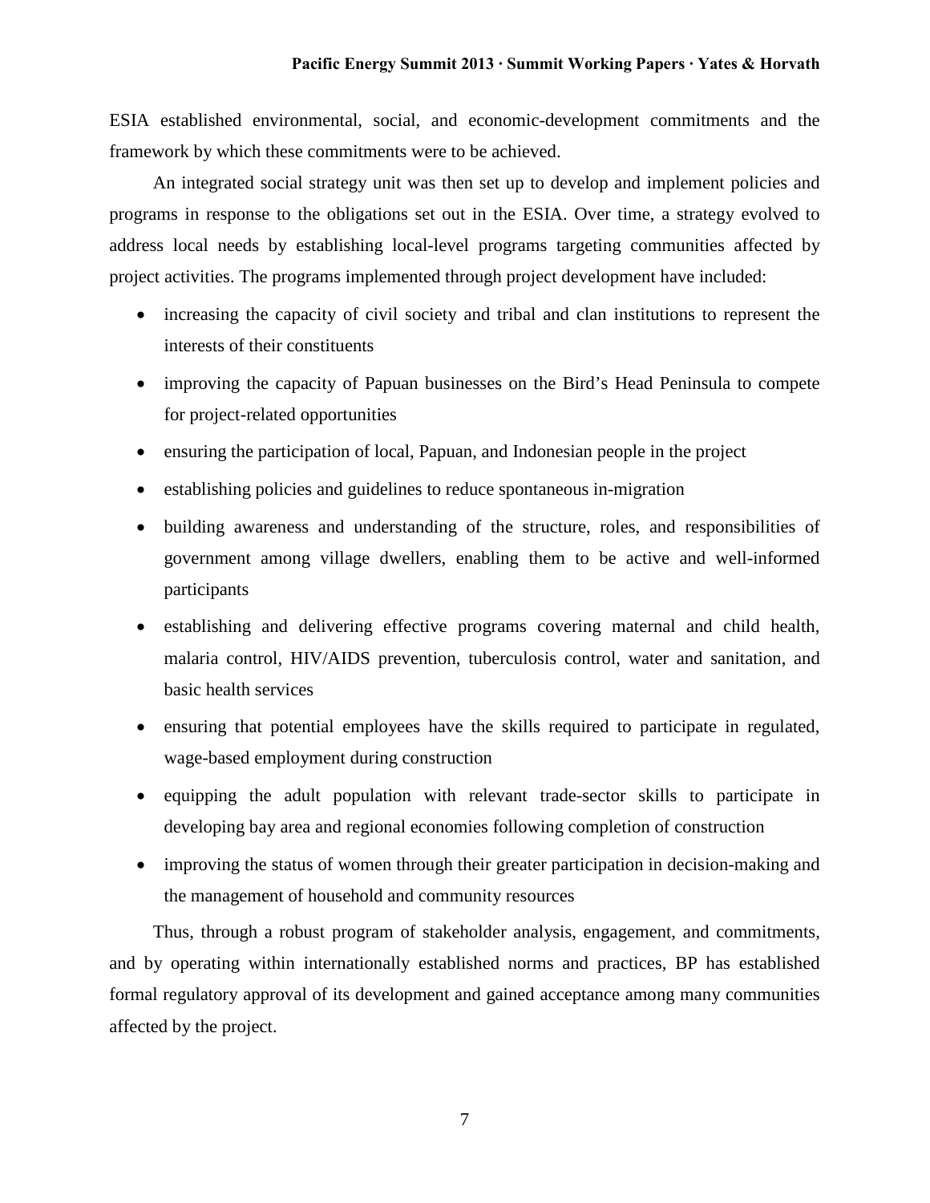ESIA established environmental, social, and economic-development commitments and the framework by which these commitments were to be achieved.

An integrated social strategy unit was then set up to develop and implement policies and programs in response to the obligations set out in the ESIA. Over time, a strategy evolved to address local needs by establishing local-level programs targeting communities affected by project activities. The programs implemented through project development have included:

- increasing the capacity of civil society and tribal and clan institutions to represent the interests of their constituents
- improving the capacity of Papuan businesses on the Bird's Head Peninsula to compete for project-related opportunities
- ensuring the participation of local, Papuan, and Indonesian people in the project
- establishing policies and guidelines to reduce spontaneous in-migration
- building awareness and understanding of the structure, roles, and responsibilities of government among village dwellers, enabling them to be active and well-informed participants
- establishing and delivering effective programs covering maternal and child health, malaria control, HIV/AIDS prevention, tuberculosis control, water and sanitation, and basic health services
- ensuring that potential employees have the skills required to participate in regulated, wage-based employment during construction
- equipping the adult population with relevant trade-sector skills to participate in developing bay area and regional economies following completion of construction
- improving the status of women through their greater participation in decision-making and the management of household and community resources

Thus, through a robust program of stakeholder analysis, engagement, and commitments, and by operating within internationally established norms and practices, BP has established formal regulatory approval of its development and gained acceptance among many communities affected by the project.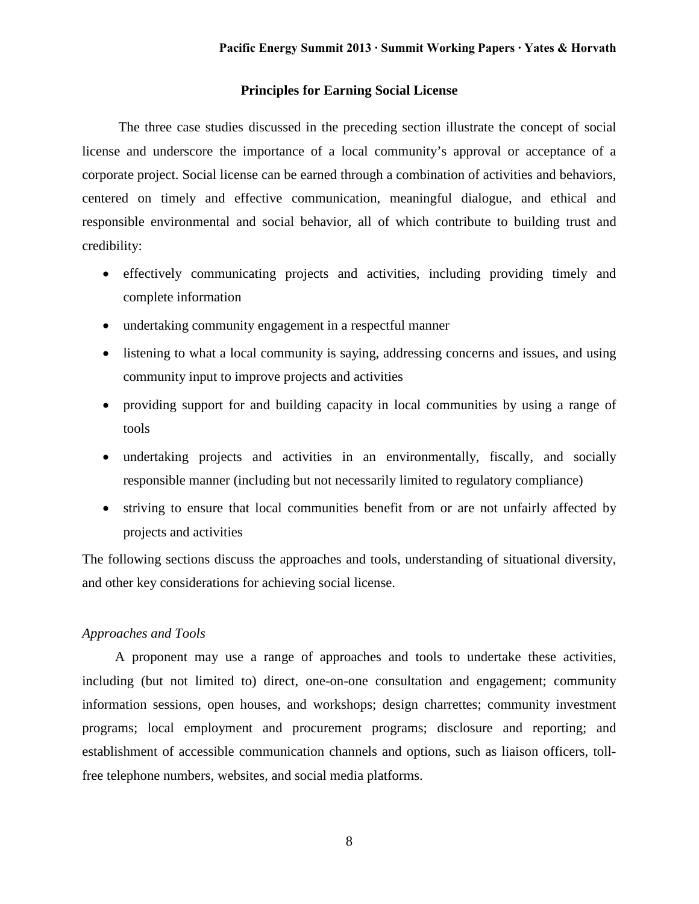## Principles for Earning Social License

The three case studies discussed in the preceding section illustrate the concept of social license and underscore the importance of a local community's approval or acceptance of a corporate project. Social license can be earned through a combination of activities and behaviors, centered on timely and effective communication, meaningful dialogue, and ethical and responsible environmental and social behavior, all of which contribute to building trust and credibility:

- effectively communicating projects and activities, including providing timely and complete information
- undertaking community engagement in a respectful manner
- listening to what a local community is saying, addressing concerns and issues, and using community input to improve projects and activities
- providing support for and building capacity in local communities by using a range of tools
- undertaking projects and activities in an environmentally, fiscally, and socially responsible manner (including but not necessarily limited to regulatory compliance)
- striving to ensure that local communities benefit from or are not unfairly affected by projects and activities

The following sections discuss the approaches and tools, understanding of situational diversity, and other key considerations for achieving social license.

### *Approaches and Tools*

A proponent may use a range of approaches and tools to undertake these activities, including (but not limited to) direct, one-on-one consultation and engagement; community information sessions, open houses, and workshops; design charrettes; community investment programs; local employment and procurement programs; disclosure and reporting; and establishment of accessible communication channels and options, such as liaison officers, toll-free telephone numbers, websites, and social media platforms.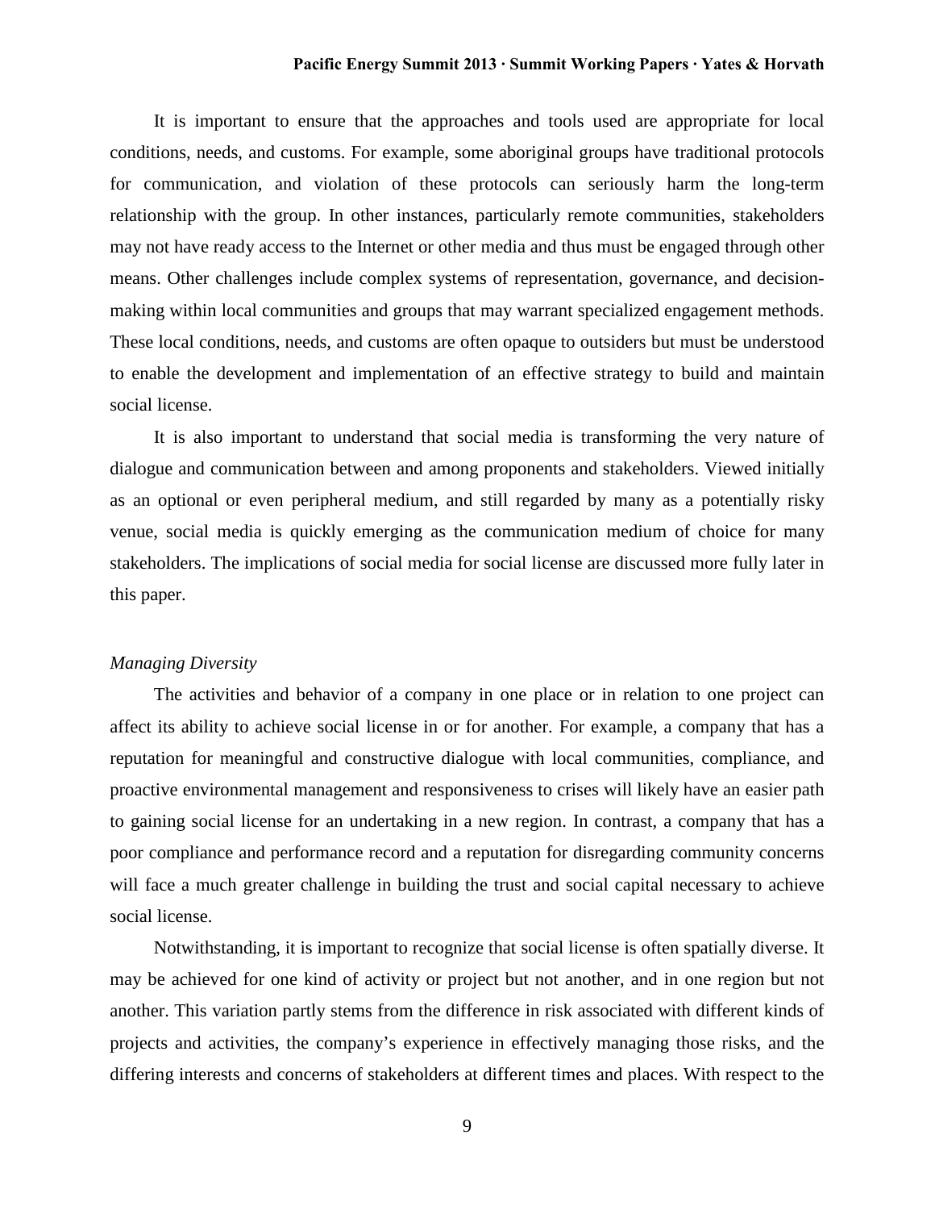It is important to ensure that the approaches and tools used are appropriate for local conditions, needs, and customs. For example, some aboriginal groups have traditional protocols for communication, and violation of these protocols can seriously harm the long-term relationship with the group. In other instances, particularly remote communities, stakeholders may not have ready access to the Internet or other media and thus must be engaged through other means. Other challenges include complex systems of representation, governance, and decision-making within local communities and groups that may warrant specialized engagement methods. These local conditions, needs, and customs are often opaque to outsiders but must be understood to enable the development and implementation of an effective strategy to build and maintain social license.

It is also important to understand that social media is transforming the very nature of dialogue and communication between and among proponents and stakeholders. Viewed initially as an optional or even peripheral medium, and still regarded by many as a potentially risky venue, social media is quickly emerging as the communication medium of choice for many stakeholders. The implications of social media for social license are discussed more fully later in this paper.

### *Managing Diversity*

The activities and behavior of a company in one place or in relation to one project can affect its ability to achieve social license in or for another. For example, a company that has a reputation for meaningful and constructive dialogue with local communities, compliance, and proactive environmental management and responsiveness to crises will likely have an easier path to gaining social license for an undertaking in a new region. In contrast, a company that has a poor compliance and performance record and a reputation for disregarding community concerns will face a much greater challenge in building the trust and social capital necessary to achieve social license.

Notwithstanding, it is important to recognize that social license is often spatially diverse. It may be achieved for one kind of activity or project but not another, and in one region but not another. This variation partly stems from the difference in risk associated with different kinds of projects and activities, the company's experience in effectively managing those risks, and the differing interests and concerns of stakeholders at different times and places. With respect to the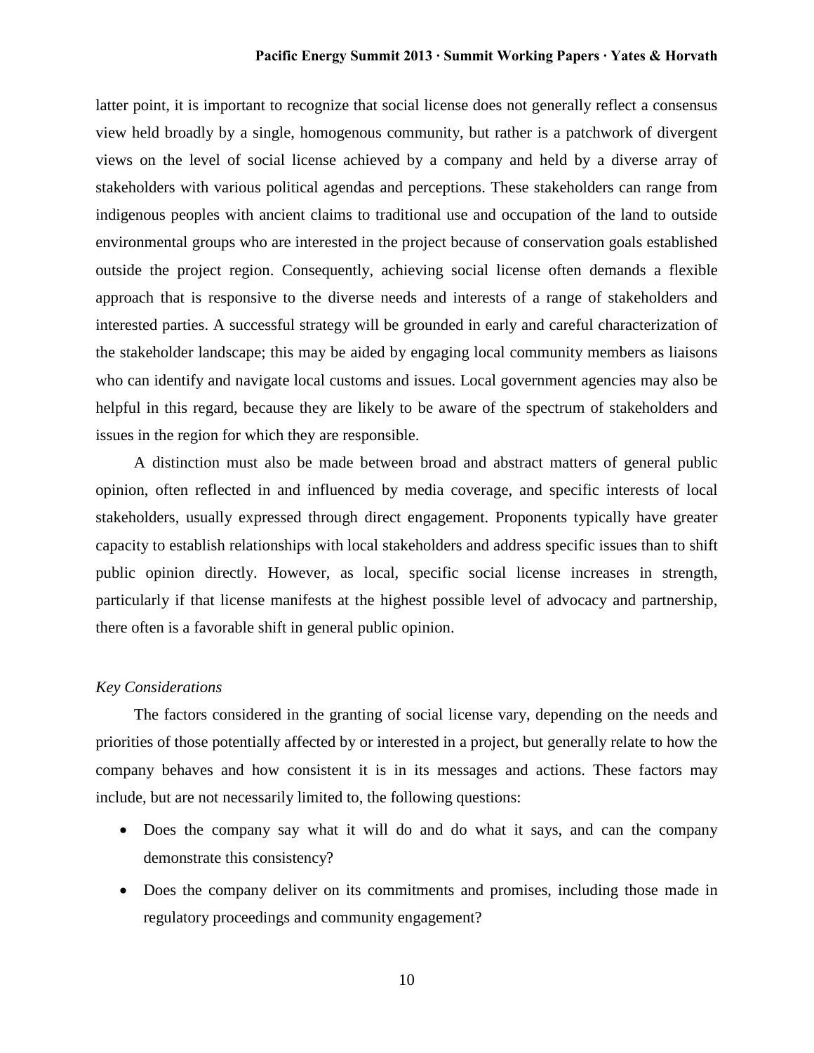latter point, it is important to recognize that social license does not generally reflect a consensus view held broadly by a single, homogenous community, but rather is a patchwork of divergent views on the level of social license achieved by a company and held by a diverse array of stakeholders with various political agendas and perceptions. These stakeholders can range from indigenous peoples with ancient claims to traditional use and occupation of the land to outside environmental groups who are interested in the project because of conservation goals established outside the project region. Consequently, achieving social license often demands a flexible approach that is responsive to the diverse needs and interests of a range of stakeholders and interested parties. A successful strategy will be grounded in early and careful characterization of the stakeholder landscape; this may be aided by engaging local community members as liaisons who can identify and navigate local customs and issues. Local government agencies may also be helpful in this regard, because they are likely to be aware of the spectrum of stakeholders and issues in the region for which they are responsible.

A distinction must also be made between broad and abstract matters of general public opinion, often reflected in and influenced by media coverage, and specific interests of local stakeholders, usually expressed through direct engagement. Proponents typically have greater capacity to establish relationships with local stakeholders and address specific issues than to shift public opinion directly. However, as local, specific social license increases in strength, particularly if that license manifests at the highest possible level of advocacy and partnership, there often is a favorable shift in general public opinion.

*Key Considerations*

The factors considered in the granting of social license vary, depending on the needs and priorities of those potentially affected by or interested in a project, but generally relate to how the company behaves and how consistent it is in its messages and actions. These factors may include, but are not necessarily limited to, the following questions:

- Does the company say what it will do and do what it says, and can the company demonstrate this consistency?
- Does the company deliver on its commitments and promises, including those made in regulatory proceedings and community engagement?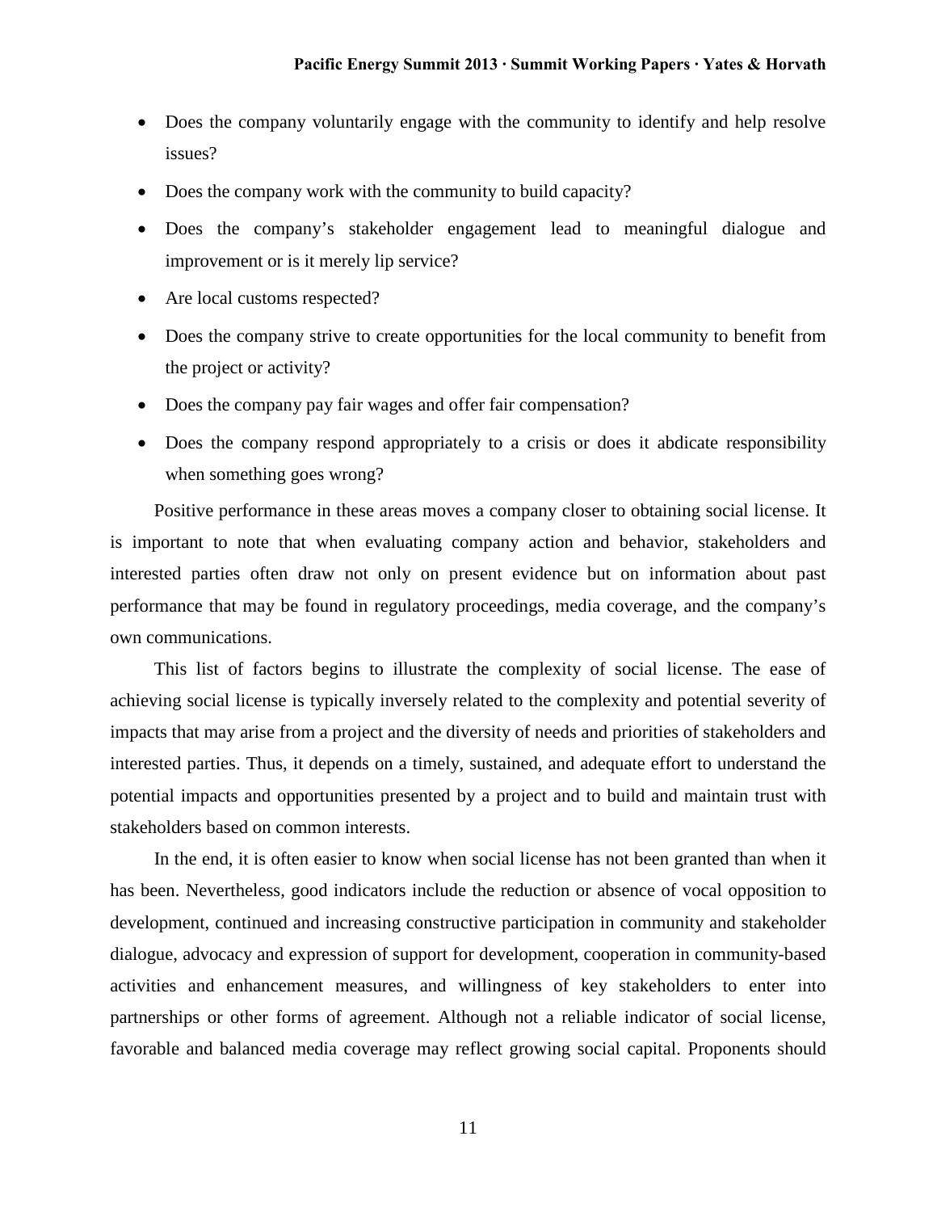- Does the company voluntarily engage with the community to identify and help resolve issues?
- Does the company work with the community to build capacity?
- Does the company's stakeholder engagement lead to meaningful dialogue and improvement or is it merely lip service?
- Are local customs respected?
- Does the company strive to create opportunities for the local community to benefit from the project or activity?
- Does the company pay fair wages and offer fair compensation?
- Does the company respond appropriately to a crisis or does it abdicate responsibility when something goes wrong?

Positive performance in these areas moves a company closer to obtaining social license. It is important to note that when evaluating company action and behavior, stakeholders and interested parties often draw not only on present evidence but on information about past performance that may be found in regulatory proceedings, media coverage, and the company's own communications.

This list of factors begins to illustrate the complexity of social license. The ease of achieving social license is typically inversely related to the complexity and potential severity of impacts that may arise from a project and the diversity of needs and priorities of stakeholders and interested parties. Thus, it depends on a timely, sustained, and adequate effort to understand the potential impacts and opportunities presented by a project and to build and maintain trust with stakeholders based on common interests.

In the end, it is often easier to know when social license has not been granted than when it has been. Nevertheless, good indicators include the reduction or absence of vocal opposition to development, continued and increasing constructive participation in community and stakeholder dialogue, advocacy and expression of support for development, cooperation in community-based activities and enhancement measures, and willingness of key stakeholders to enter into partnerships or other forms of agreement. Although not a reliable indicator of social license, favorable and balanced media coverage may reflect growing social capital. Proponents should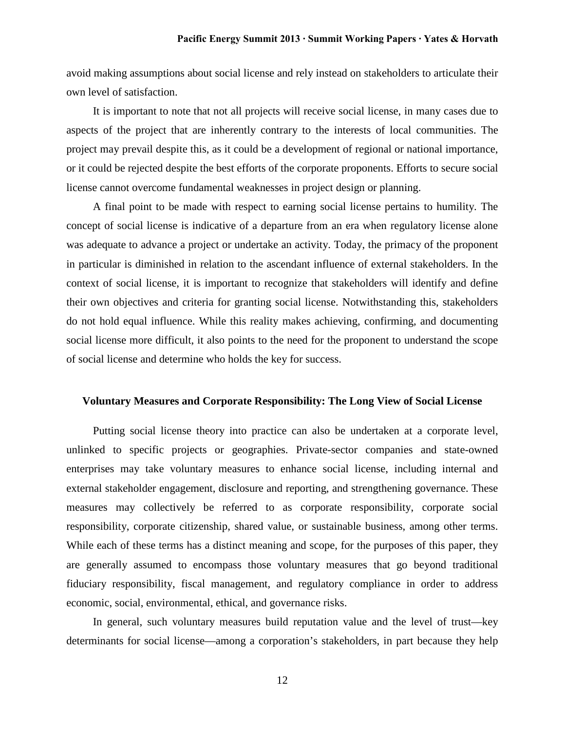avoid making assumptions about social license and rely instead on stakeholders to articulate their own level of satisfaction.

It is important to note that not all projects will receive social license, in many cases due to aspects of the project that are inherently contrary to the interests of local communities. The project may prevail despite this, as it could be a development of regional or national importance, or it could be rejected despite the best efforts of the corporate proponents. Efforts to secure social license cannot overcome fundamental weaknesses in project design or planning.

A final point to be made with respect to earning social license pertains to humility. The concept of social license is indicative of a departure from an era when regulatory license alone was adequate to advance a project or undertake an activity. Today, the primacy of the proponent in particular is diminished in relation to the ascendant influence of external stakeholders. In the context of social license, it is important to recognize that stakeholders will identify and define their own objectives and criteria for granting social license. Notwithstanding this, stakeholders do not hold equal influence. While this reality makes achieving, confirming, and documenting social license more difficult, it also points to the need for the proponent to understand the scope of social license and determine who holds the key for success.

## Voluntary Measures and Corporate Responsibility: The Long View of Social License

Putting social license theory into practice can also be undertaken at a corporate level, unlinked to specific projects or geographies. Private-sector companies and state-owned enterprises may take voluntary measures to enhance social license, including internal and external stakeholder engagement, disclosure and reporting, and strengthening governance. These measures may collectively be referred to as corporate responsibility, corporate social responsibility, corporate citizenship, shared value, or sustainable business, among other terms. While each of these terms has a distinct meaning and scope, for the purposes of this paper, they are generally assumed to encompass those voluntary measures that go beyond traditional fiduciary responsibility, fiscal management, and regulatory compliance in order to address economic, social, environmental, ethical, and governance risks.

In general, such voluntary measures build reputation value and the level of trust—key determinants for social license—among a corporation's stakeholders, in part because they help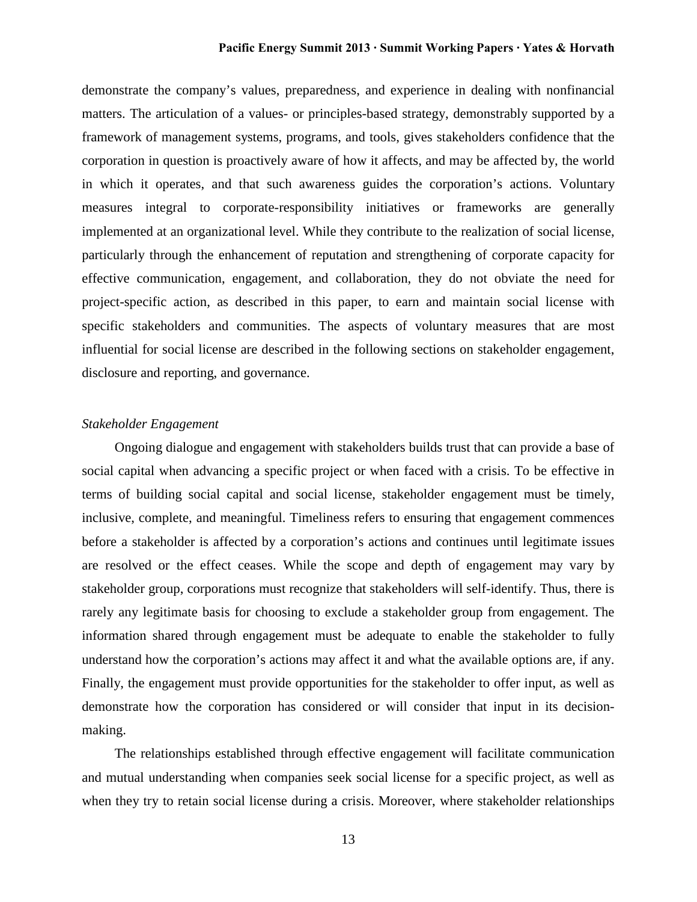demonstrate the company's values, preparedness, and experience in dealing with nonfinancial matters. The articulation of a values- or principles-based strategy, demonstrably supported by a framework of management systems, programs, and tools, gives stakeholders confidence that the corporation in question is proactively aware of how it affects, and may be affected by, the world in which it operates, and that such awareness guides the corporation's actions. Voluntary measures integral to corporate-responsibility initiatives or frameworks are generally implemented at an organizational level. While they contribute to the realization of social license, particularly through the enhancement of reputation and strengthening of corporate capacity for effective communication, engagement, and collaboration, they do not obviate the need for project-specific action, as described in this paper, to earn and maintain social license with specific stakeholders and communities. The aspects of voluntary measures that are most influential for social license are described in the following sections on stakeholder engagement, disclosure and reporting, and governance.

*Stakeholder Engagement*

Ongoing dialogue and engagement with stakeholders builds trust that can provide a base of social capital when advancing a specific project or when faced with a crisis. To be effective in terms of building social capital and social license, stakeholder engagement must be timely, inclusive, complete, and meaningful. Timeliness refers to ensuring that engagement commences before a stakeholder is affected by a corporation's actions and continues until legitimate issues are resolved or the effect ceases. While the scope and depth of engagement may vary by stakeholder group, corporations must recognize that stakeholders will self-identify. Thus, there is rarely any legitimate basis for choosing to exclude a stakeholder group from engagement. The information shared through engagement must be adequate to enable the stakeholder to fully understand how the corporation's actions may affect it and what the available options are, if any. Finally, the engagement must provide opportunities for the stakeholder to offer input, as well as demonstrate how the corporation has considered or will consider that input in its decision-making.

The relationships established through effective engagement will facilitate communication and mutual understanding when companies seek social license for a specific project, as well as when they try to retain social license during a crisis. Moreover, where stakeholder relationships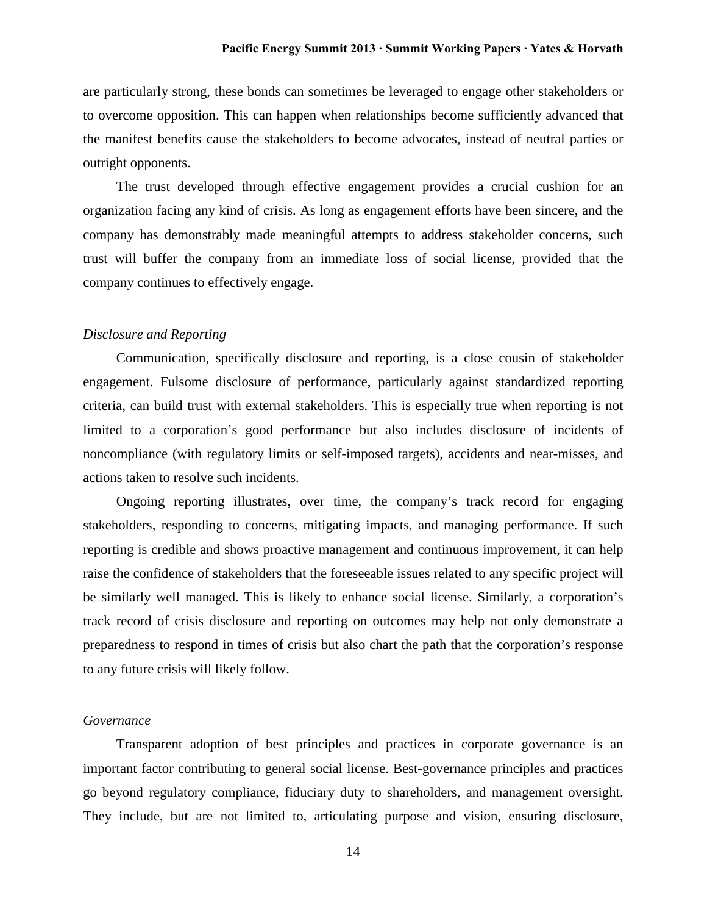are particularly strong, these bonds can sometimes be leveraged to engage other stakeholders or to overcome opposition. This can happen when relationships become sufficiently advanced that the manifest benefits cause the stakeholders to become advocates, instead of neutral parties or outright opponents.

The trust developed through effective engagement provides a crucial cushion for an organization facing any kind of crisis. As long as engagement efforts have been sincere, and the company has demonstrably made meaningful attempts to address stakeholder concerns, such trust will buffer the company from an immediate loss of social license, provided that the company continues to effectively engage.

*Disclosure and Reporting*

Communication, specifically disclosure and reporting, is a close cousin of stakeholder engagement. Fulsome disclosure of performance, particularly against standardized reporting criteria, can build trust with external stakeholders. This is especially true when reporting is not limited to a corporation's good performance but also includes disclosure of incidents of noncompliance (with regulatory limits or self-imposed targets), accidents and near-misses, and actions taken to resolve such incidents.

Ongoing reporting illustrates, over time, the company's track record for engaging stakeholders, responding to concerns, mitigating impacts, and managing performance. If such reporting is credible and shows proactive management and continuous improvement, it can help raise the confidence of stakeholders that the foreseeable issues related to any specific project will be similarly well managed. This is likely to enhance social license. Similarly, a corporation's track record of crisis disclosure and reporting on outcomes may help not only demonstrate a preparedness to respond in times of crisis but also chart the path that the corporation's response to any future crisis will likely follow.

*Governance*

Transparent adoption of best principles and practices in corporate governance is an important factor contributing to general social license. Best-governance principles and practices go beyond regulatory compliance, fiduciary duty to shareholders, and management oversight. They include, but are not limited to, articulating purpose and vision, ensuring disclosure,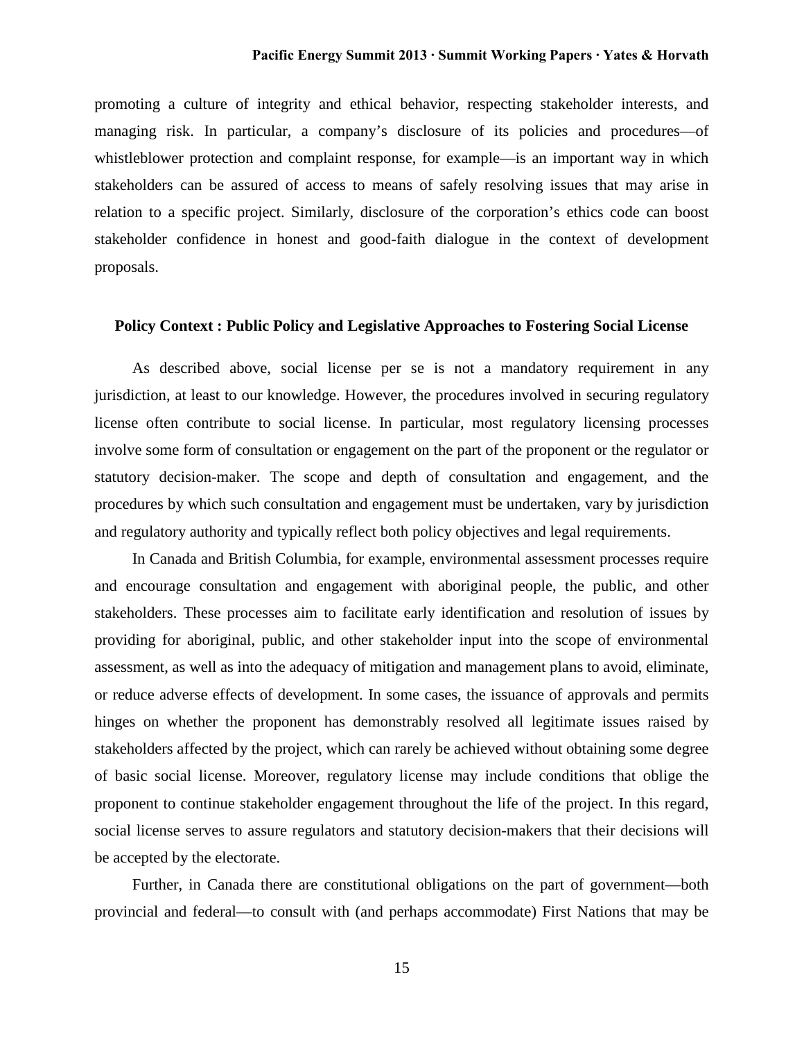promoting a culture of integrity and ethical behavior, respecting stakeholder interests, and managing risk. In particular, a company's disclosure of its policies and procedures—of whistleblower protection and complaint response, for example—is an important way in which stakeholders can be assured of access to means of safely resolving issues that may arise in relation to a specific project. Similarly, disclosure of the corporation's ethics code can boost stakeholder confidence in honest and good-faith dialogue in the context of development proposals.

## Policy Context : Public Policy and Legislative Approaches to Fostering Social License

As described above, social license per se is not a mandatory requirement in any jurisdiction, at least to our knowledge. However, the procedures involved in securing regulatory license often contribute to social license. In particular, most regulatory licensing processes involve some form of consultation or engagement on the part of the proponent or the regulator or statutory decision-maker. The scope and depth of consultation and engagement, and the procedures by which such consultation and engagement must be undertaken, vary by jurisdiction and regulatory authority and typically reflect both policy objectives and legal requirements.

In Canada and British Columbia, for example, environmental assessment processes require and encourage consultation and engagement with aboriginal people, the public, and other stakeholders. These processes aim to facilitate early identification and resolution of issues by providing for aboriginal, public, and other stakeholder input into the scope of environmental assessment, as well as into the adequacy of mitigation and management plans to avoid, eliminate, or reduce adverse effects of development. In some cases, the issuance of approvals and permits hinges on whether the proponent has demonstrably resolved all legitimate issues raised by stakeholders affected by the project, which can rarely be achieved without obtaining some degree of basic social license. Moreover, regulatory license may include conditions that oblige the proponent to continue stakeholder engagement throughout the life of the project. In this regard, social license serves to assure regulators and statutory decision-makers that their decisions will be accepted by the electorate.

Further, in Canada there are constitutional obligations on the part of government—both provincial and federal—to consult with (and perhaps accommodate) First Nations that may be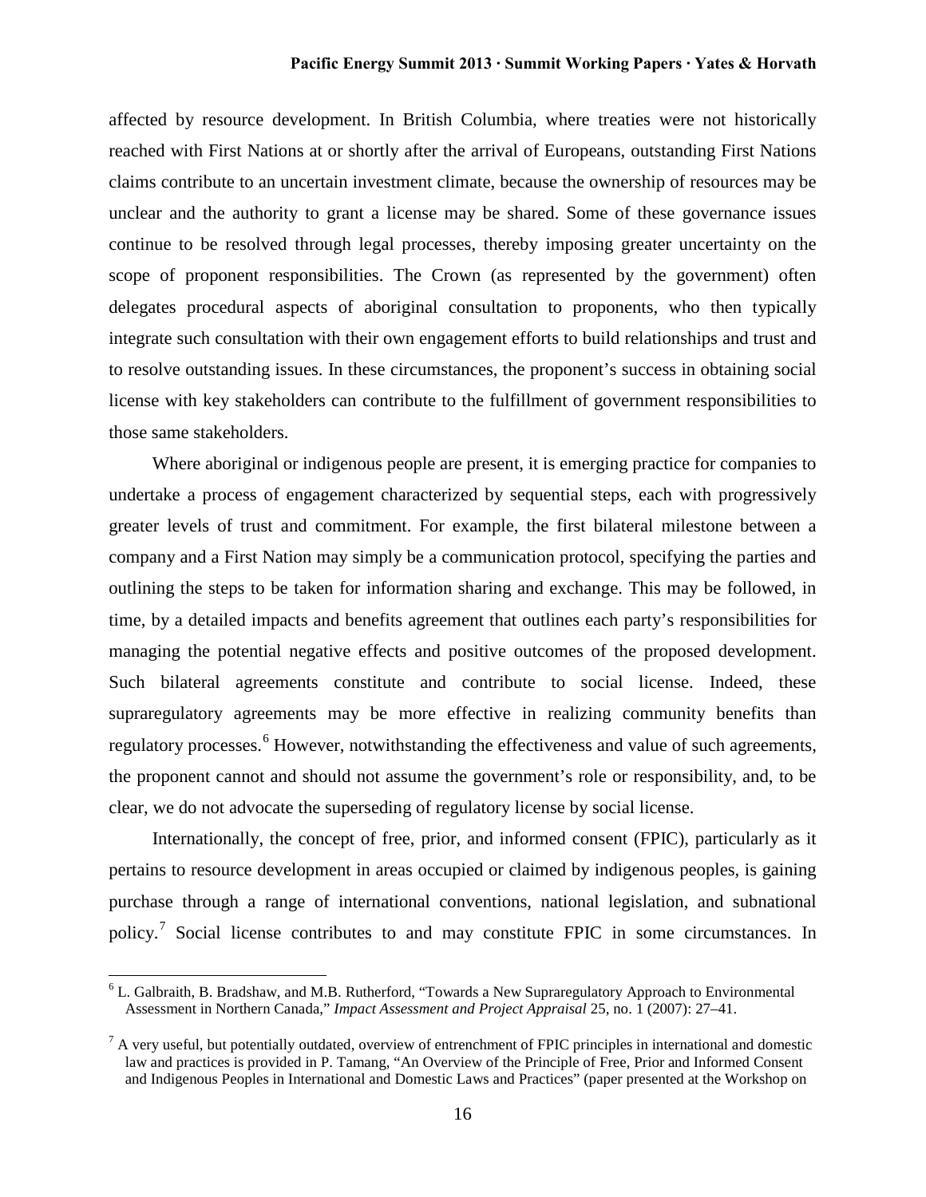affected by resource development. In British Columbia, where treaties were not historically reached with First Nations at or shortly after the arrival of Europeans, outstanding First Nations claims contribute to an uncertain investment climate, because the ownership of resources may be unclear and the authority to grant a license may be shared. Some of these governance issues continue to be resolved through legal processes, thereby imposing greater uncertainty on the scope of proponent responsibilities. The Crown (as represented by the government) often delegates procedural aspects of aboriginal consultation to proponents, who then typically integrate such consultation with their own engagement efforts to build relationships and trust and to resolve outstanding issues. In these circumstances, the proponent's success in obtaining social license with key stakeholders can contribute to the fulfillment of government responsibilities to those same stakeholders.

Where aboriginal or indigenous people are present, it is emerging practice for companies to undertake a process of engagement characterized by sequential steps, each with progressively greater levels of trust and commitment. For example, the first bilateral milestone between a company and a First Nation may simply be a communication protocol, specifying the parties and outlining the steps to be taken for information sharing and exchange. This may be followed, in time, by a detailed impacts and benefits agreement that outlines each party's responsibilities for managing the potential negative effects and positive outcomes of the proposed development. Such bilateral agreements constitute and contribute to social license. Indeed, these supraregulatory agreements may be more effective in realizing community benefits than regulatory processes.[6] However, notwithstanding the effectiveness and value of such agreements, the proponent cannot and should not assume the government's role or responsibility, and, to be clear, we do not advocate the superseding of regulatory license by social license.

Internationally, the concept of free, prior, and informed consent (FPIC), particularly as it pertains to resource development in areas occupied or claimed by indigenous peoples, is gaining purchase through a range of international conventions, national legislation, and subnational policy.[7] Social license contributes to and may constitute FPIC in some circumstances. In

---

[6] L. Galbraith, B. Bradshaw, and M.B. Rutherford, "Towards a New Supraregulatory Approach to Environmental Assessment in Northern Canada," *Impact Assessment and Project Appraisal* 25, no. 1 (2007): 27–41.

[7] A very useful, but potentially outdated, overview of entrenchment of FPIC principles in international and domestic law and practices is provided in P. Tamang, "An Overview of the Principle of Free, Prior and Informed Consent and Indigenous Peoples in International and Domestic Laws and Practices" (paper presented at the Workshop on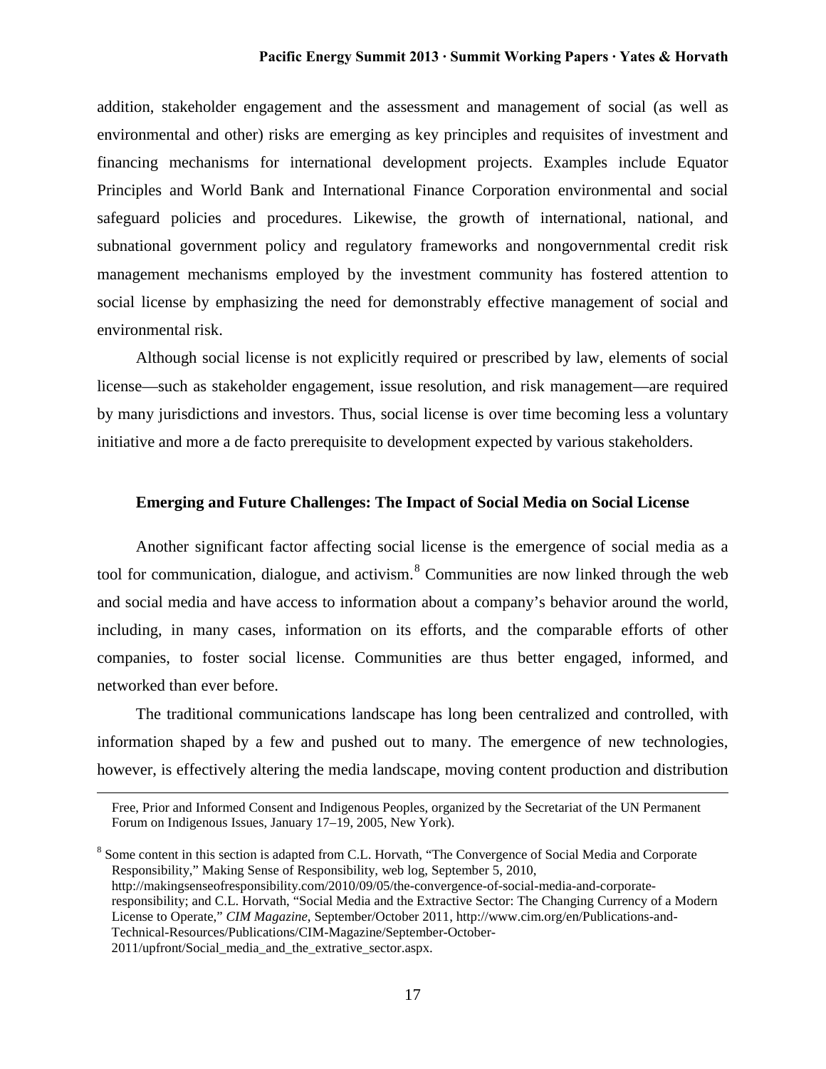addition, stakeholder engagement and the assessment and management of social (as well as environmental and other) risks are emerging as key principles and requisites of investment and financing mechanisms for international development projects. Examples include Equator Principles and World Bank and International Finance Corporation environmental and social safeguard policies and procedures. Likewise, the growth of international, national, and subnational government policy and regulatory frameworks and nongovernmental credit risk management mechanisms employed by the investment community has fostered attention to social license by emphasizing the need for demonstrably effective management of social and environmental risk.

Although social license is not explicitly required or prescribed by law, elements of social license—such as stakeholder engagement, issue resolution, and risk management—are required by many jurisdictions and investors. Thus, social license is over time becoming less a voluntary initiative and more a de facto prerequisite to development expected by various stakeholders.

### Emerging and Future Challenges: The Impact of Social Media on Social License

Another significant factor affecting social license is the emergence of social media as a tool for communication, dialogue, and activism.[8] Communities are now linked through the web and social media and have access to information about a company's behavior around the world, including, in many cases, information on its efforts, and the comparable efforts of other companies, to foster social license. Communities are thus better engaged, informed, and networked than ever before.

The traditional communications landscape has long been centralized and controlled, with information shaped by a few and pushed out to many. The emergence of new technologies, however, is effectively altering the media landscape, moving content production and distribution

---

Free, Prior and Informed Consent and Indigenous Peoples, organized by the Secretariat of the UN Permanent Forum on Indigenous Issues, January 17–19, 2005, New York).

[8] Some content in this section is adapted from C.L. Horvath, "The Convergence of Social Media and Corporate Responsibility," Making Sense of Responsibility, web log, September 5, 2010, http://makingsenseofresponsibility.com/2010/09/05/the-convergence-of-social-media-and-corporate-responsibility; and C.L. Horvath, "Social Media and the Extractive Sector: The Changing Currency of a Modern License to Operate," *CIM Magazine*, September/October 2011, http://www.cim.org/en/Publications-and-Technical-Resources/Publications/CIM-Magazine/September-October-2011/upfront/Social_media_and_the_extrative_sector.aspx.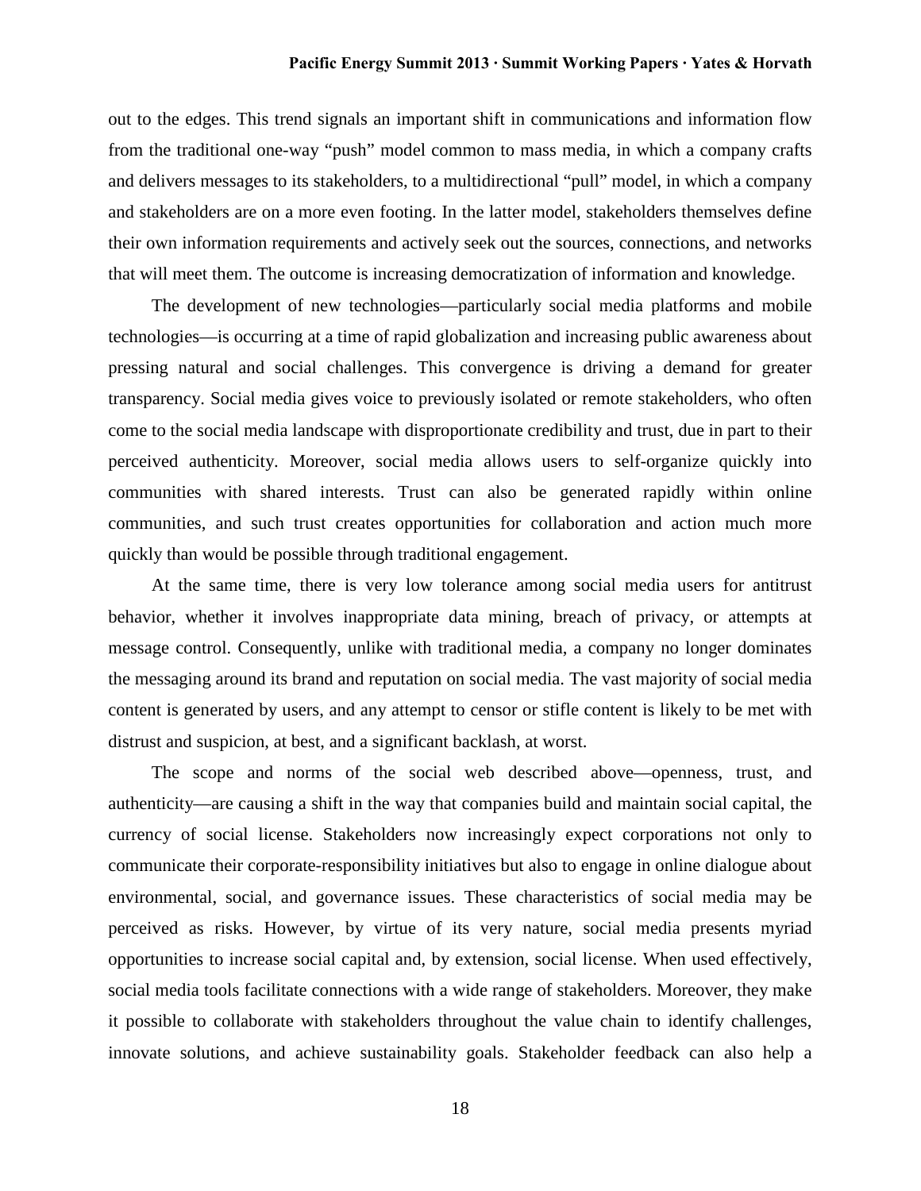out to the edges. This trend signals an important shift in communications and information flow from the traditional one-way "push" model common to mass media, in which a company crafts and delivers messages to its stakeholders, to a multidirectional "pull" model, in which a company and stakeholders are on a more even footing. In the latter model, stakeholders themselves define their own information requirements and actively seek out the sources, connections, and networks that will meet them. The outcome is increasing democratization of information and knowledge.

The development of new technologies—particularly social media platforms and mobile technologies—is occurring at a time of rapid globalization and increasing public awareness about pressing natural and social challenges. This convergence is driving a demand for greater transparency. Social media gives voice to previously isolated or remote stakeholders, who often come to the social media landscape with disproportionate credibility and trust, due in part to their perceived authenticity. Moreover, social media allows users to self-organize quickly into communities with shared interests. Trust can also be generated rapidly within online communities, and such trust creates opportunities for collaboration and action much more quickly than would be possible through traditional engagement.

At the same time, there is very low tolerance among social media users for antitrust behavior, whether it involves inappropriate data mining, breach of privacy, or attempts at message control. Consequently, unlike with traditional media, a company no longer dominates the messaging around its brand and reputation on social media. The vast majority of social media content is generated by users, and any attempt to censor or stifle content is likely to be met with distrust and suspicion, at best, and a significant backlash, at worst.

The scope and norms of the social web described above—openness, trust, and authenticity—are causing a shift in the way that companies build and maintain social capital, the currency of social license. Stakeholders now increasingly expect corporations not only to communicate their corporate-responsibility initiatives but also to engage in online dialogue about environmental, social, and governance issues. These characteristics of social media may be perceived as risks. However, by virtue of its very nature, social media presents myriad opportunities to increase social capital and, by extension, social license. When used effectively, social media tools facilitate connections with a wide range of stakeholders. Moreover, they make it possible to collaborate with stakeholders throughout the value chain to identify challenges, innovate solutions, and achieve sustainability goals. Stakeholder feedback can also help a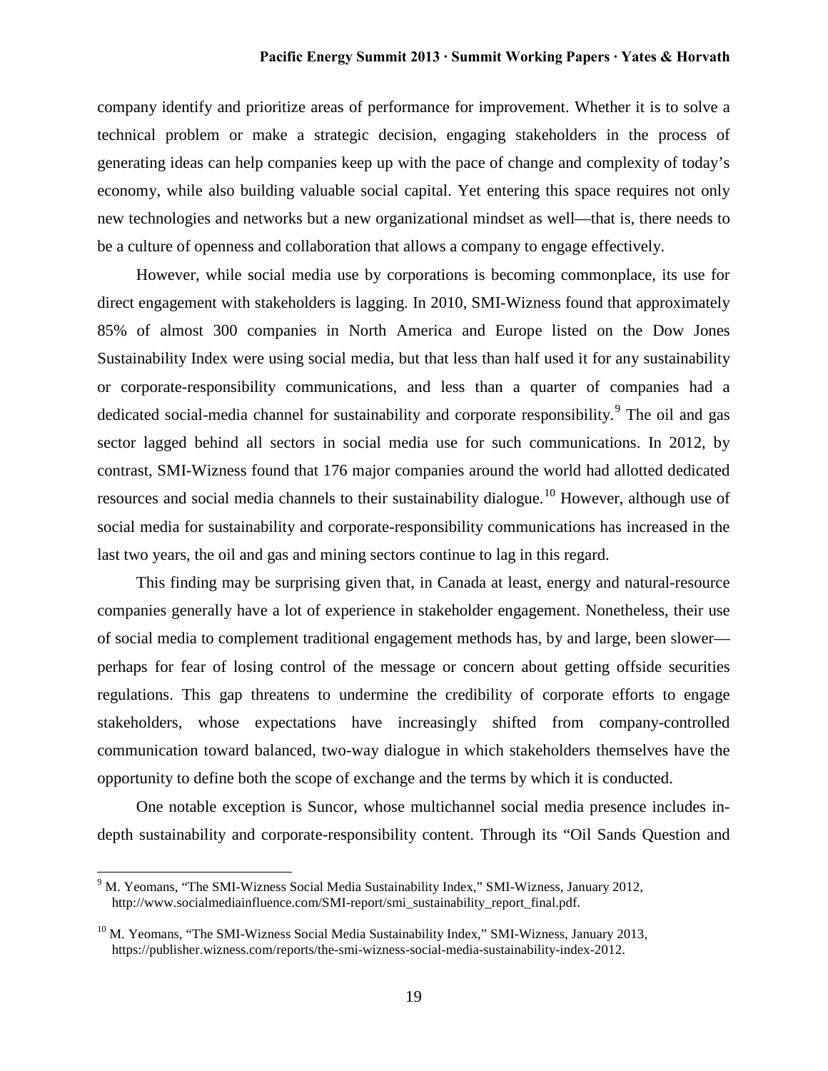company identify and prioritize areas of performance for improvement. Whether it is to solve a technical problem or make a strategic decision, engaging stakeholders in the process of generating ideas can help companies keep up with the pace of change and complexity of today's economy, while also building valuable social capital. Yet entering this space requires not only new technologies and networks but a new organizational mindset as well—that is, there needs to be a culture of openness and collaboration that allows a company to engage effectively.

However, while social media use by corporations is becoming commonplace, its use for direct engagement with stakeholders is lagging. In 2010, SMI-Wizness found that approximately 85% of almost 300 companies in North America and Europe listed on the Dow Jones Sustainability Index were using social media, but that less than half used it for any sustainability or corporate-responsibility communications, and less than a quarter of companies had a dedicated social-media channel for sustainability and corporate responsibility.[9] The oil and gas sector lagged behind all sectors in social media use for such communications. In 2012, by contrast, SMI-Wizness found that 176 major companies around the world had allotted dedicated resources and social media channels to their sustainability dialogue.[10] However, although use of social media for sustainability and corporate-responsibility communications has increased in the last two years, the oil and gas and mining sectors continue to lag in this regard.

This finding may be surprising given that, in Canada at least, energy and natural-resource companies generally have a lot of experience in stakeholder engagement. Nonetheless, their use of social media to complement traditional engagement methods has, by and large, been slower—perhaps for fear of losing control of the message or concern about getting offside securities regulations. This gap threatens to undermine the credibility of corporate efforts to engage stakeholders, whose expectations have increasingly shifted from company-controlled communication toward balanced, two-way dialogue in which stakeholders themselves have the opportunity to define both the scope of exchange and the terms by which it is conducted.

One notable exception is Suncor, whose multichannel social media presence includes in-depth sustainability and corporate-responsibility content. Through its "Oil Sands Question and

[9] M. Yeomans, "The SMI-Wizness Social Media Sustainability Index," SMI-Wizness, January 2012, http://www.socialmediainfluence.com/SMI-report/smi_sustainability_report_final.pdf.

[10] M. Yeomans, "The SMI-Wizness Social Media Sustainability Index," SMI-Wizness, January 2013, https://publisher.wizness.com/reports/the-smi-wizness-social-media-sustainability-index-2012.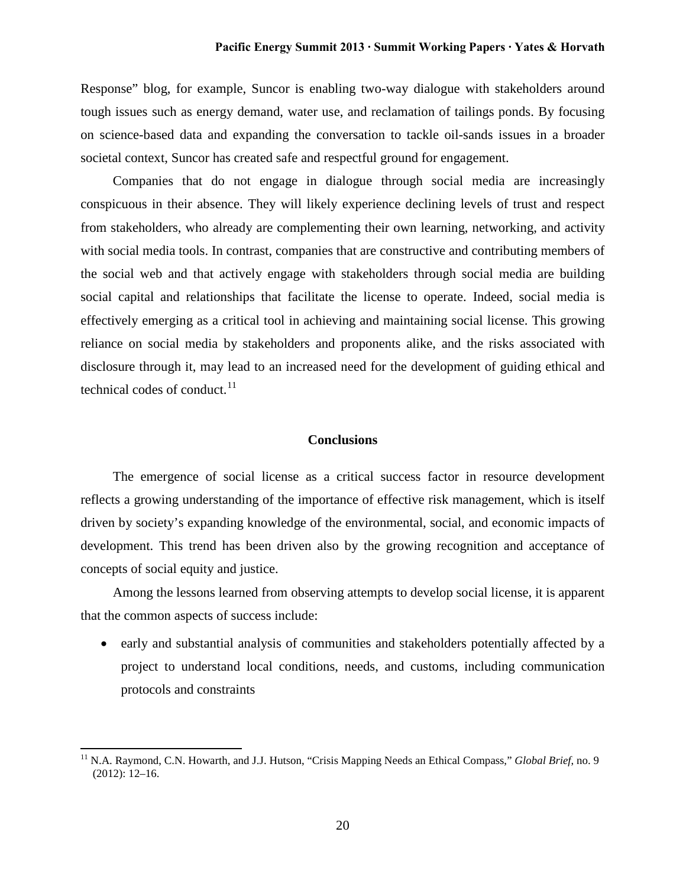Response" blog, for example, Suncor is enabling two-way dialogue with stakeholders around tough issues such as energy demand, water use, and reclamation of tailings ponds. By focusing on science-based data and expanding the conversation to tackle oil-sands issues in a broader societal context, Suncor has created safe and respectful ground for engagement.

Companies that do not engage in dialogue through social media are increasingly conspicuous in their absence. They will likely experience declining levels of trust and respect from stakeholders, who already are complementing their own learning, networking, and activity with social media tools. In contrast, companies that are constructive and contributing members of the social web and that actively engage with stakeholders through social media are building social capital and relationships that facilitate the license to operate. Indeed, social media is effectively emerging as a critical tool in achieving and maintaining social license. This growing reliance on social media by stakeholders and proponents alike, and the risks associated with disclosure through it, may lead to an increased need for the development of guiding ethical and technical codes of conduct.[11]

## Conclusions

The emergence of social license as a critical success factor in resource development reflects a growing understanding of the importance of effective risk management, which is itself driven by society's expanding knowledge of the environmental, social, and economic impacts of development. This trend has been driven also by the growing recognition and acceptance of concepts of social equity and justice.

Among the lessons learned from observing attempts to develop social license, it is apparent that the common aspects of success include:

- early and substantial analysis of communities and stakeholders potentially affected by a project to understand local conditions, needs, and customs, including communication protocols and constraints

---

[11] N.A. Raymond, C.N. Howarth, and J.J. Hutson, "Crisis Mapping Needs an Ethical Compass," *Global Brief*, no. 9 (2012): 12–16.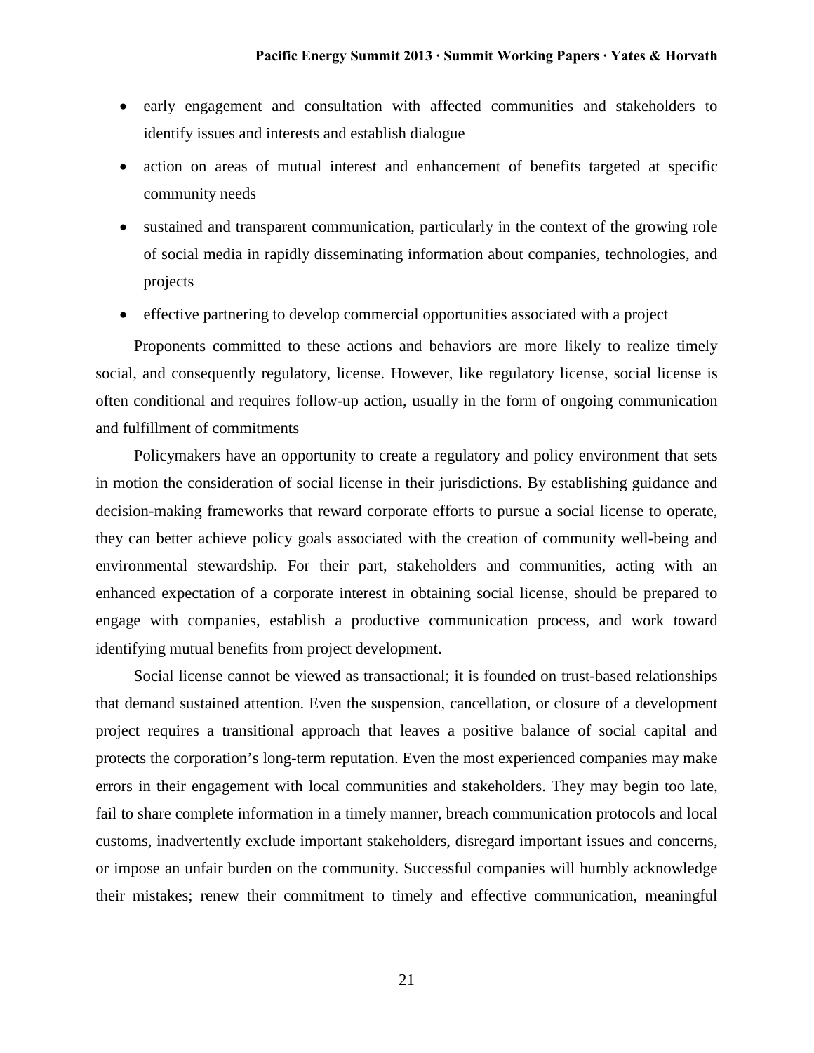- early engagement and consultation with affected communities and stakeholders to identify issues and interests and establish dialogue
- action on areas of mutual interest and enhancement of benefits targeted at specific community needs
- sustained and transparent communication, particularly in the context of the growing role of social media in rapidly disseminating information about companies, technologies, and projects
- effective partnering to develop commercial opportunities associated with a project

Proponents committed to these actions and behaviors are more likely to realize timely social, and consequently regulatory, license. However, like regulatory license, social license is often conditional and requires follow-up action, usually in the form of ongoing communication and fulfillment of commitments

Policymakers have an opportunity to create a regulatory and policy environment that sets in motion the consideration of social license in their jurisdictions. By establishing guidance and decision-making frameworks that reward corporate efforts to pursue a social license to operate, they can better achieve policy goals associated with the creation of community well-being and environmental stewardship. For their part, stakeholders and communities, acting with an enhanced expectation of a corporate interest in obtaining social license, should be prepared to engage with companies, establish a productive communication process, and work toward identifying mutual benefits from project development.

Social license cannot be viewed as transactional; it is founded on trust-based relationships that demand sustained attention. Even the suspension, cancellation, or closure of a development project requires a transitional approach that leaves a positive balance of social capital and protects the corporation's long-term reputation. Even the most experienced companies may make errors in their engagement with local communities and stakeholders. They may begin too late, fail to share complete information in a timely manner, breach communication protocols and local customs, inadvertently exclude important stakeholders, disregard important issues and concerns, or impose an unfair burden on the community. Successful companies will humbly acknowledge their mistakes; renew their commitment to timely and effective communication, meaningful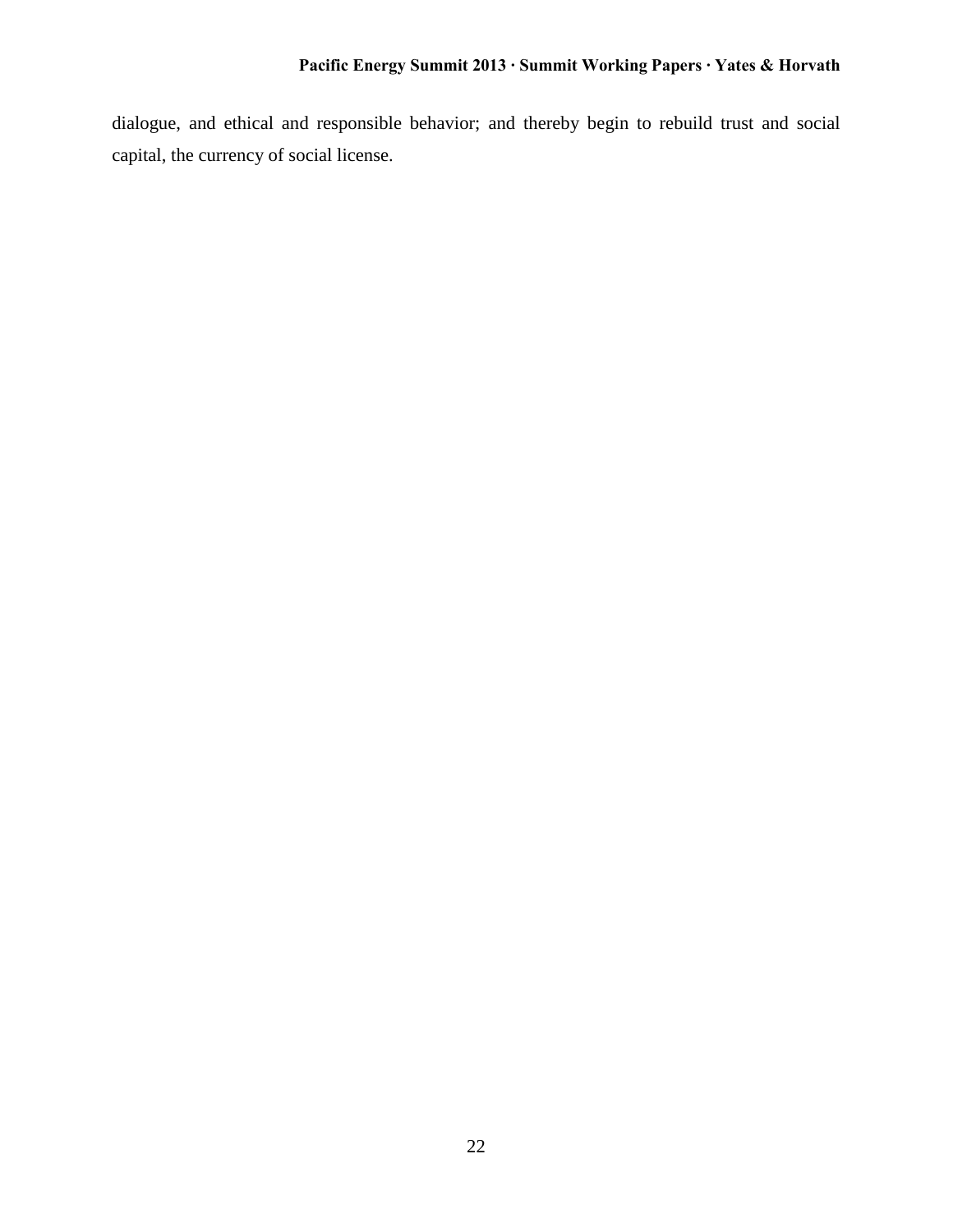dialogue, and ethical and responsible behavior; and thereby begin to rebuild trust and social capital, the currency of social license.